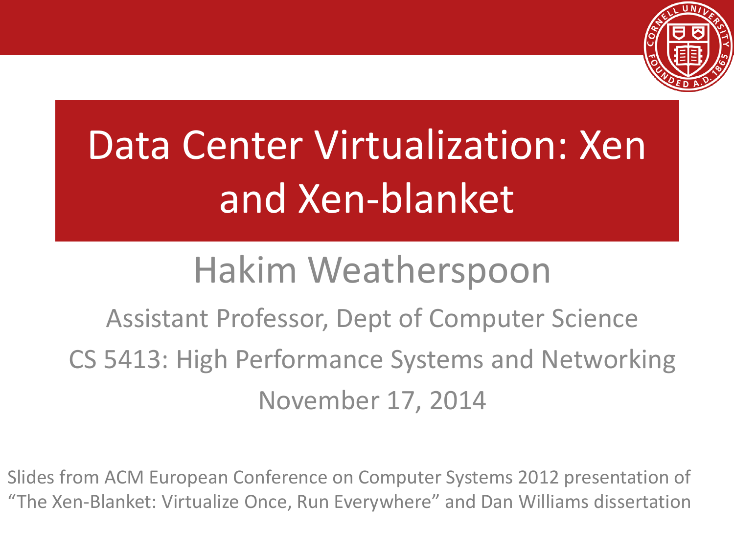# Data Center Virtualization: Xen and Xen-blanket

## Hakim Weatherspoon

Assistant Professor, Dept of Computer Science

CS 5413: High Performance Systems and Networking

November 17, 2014

Slides from ACM European Conference on Computer Systems 2012 presentation of "The Xen-Blanket: Virtualize Once, Run Everywhere" and Dan Williams dissertation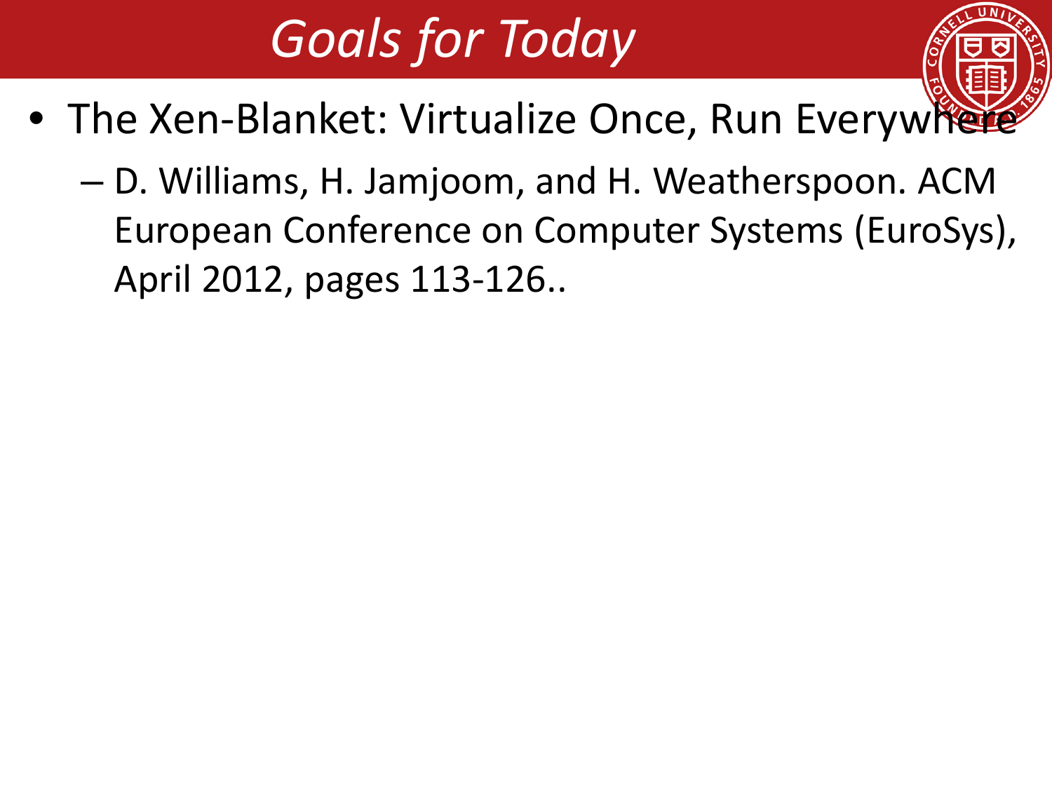# Goals for Today

- The Xen-Blanket: Virtualize Once, Run Everywhere
  - D. Williams, H. Jamjoom, and H. Weatherspoon. ACM European Conference on Computer Systems (EuroSys), April 2012, pages 113-126..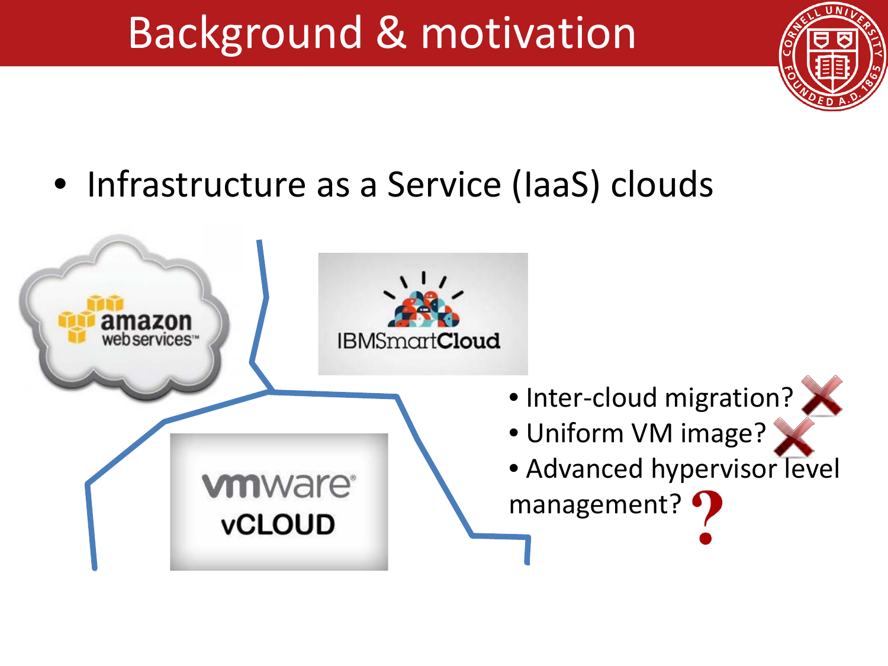# Background & motivation

- Infrastructure as a Service (IaaS) clouds

  - Inter-cloud migration? ✗
  - Uniform VM image? ✗
  - Advanced hypervisor level management? ?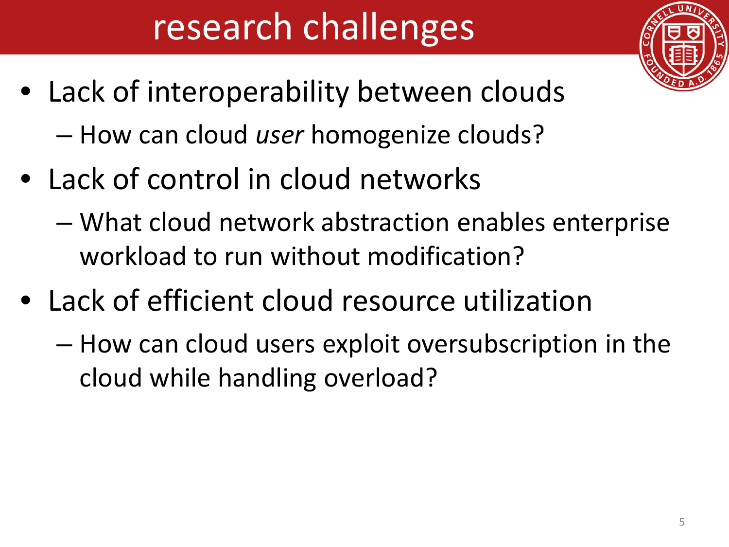# research challenges

- Lack of interoperability between clouds
  - How can cloud *user* homogenize clouds?
- Lack of control in cloud networks
  - What cloud network abstraction enables enterprise workload to run without modification?
- Lack of efficient cloud resource utilization
  - How can cloud users exploit oversubscription in the cloud while handling overload?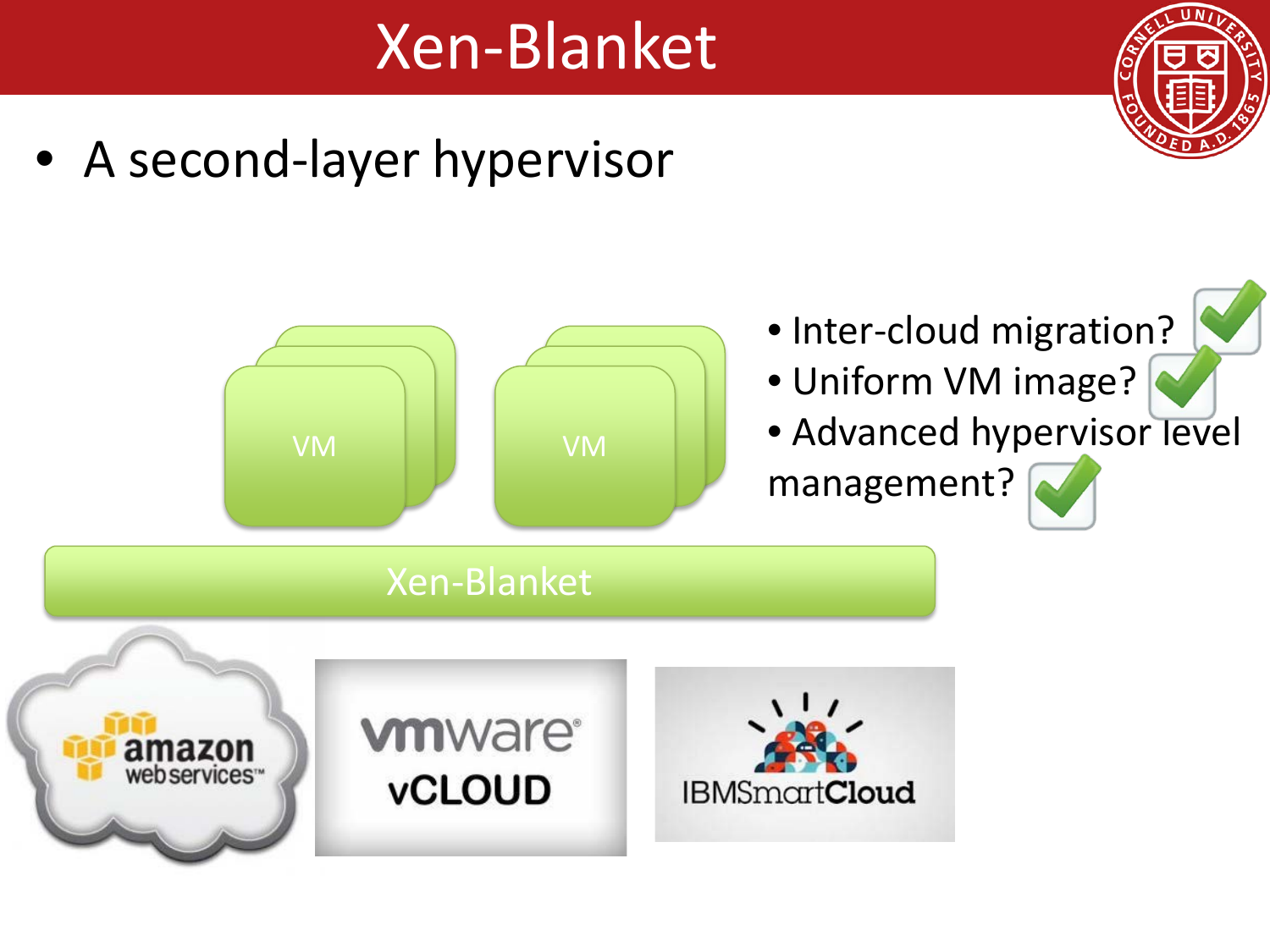# Xen-Blanket

- A second-layer hypervisor

VM

VM

Xen-Blanket

- Inter-cloud migration? ✔
- Uniform VM image? ✔
- Advanced hypervisor level management? ✔

amazon web services™

vmware vCLOUD

IBMSmartCloud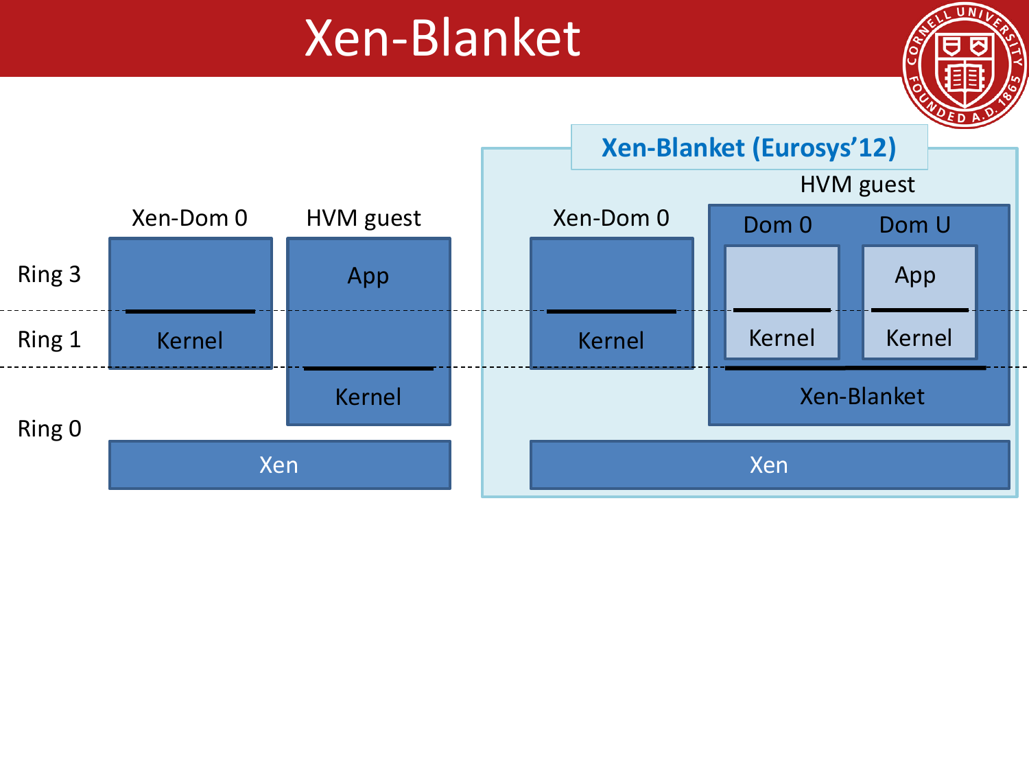# Xen-Blanket

Ring 3

Ring 1

Ring 0

Xen-Dom 0

Kernel

HVM guest

App

Kernel

Xen

**Xen-Blanket (Eurosys'12)**

Xen-Dom 0

Kernel

HVM guest

Dom 0

Kernel

Dom U

App

Kernel

Xen-Blanket

Xen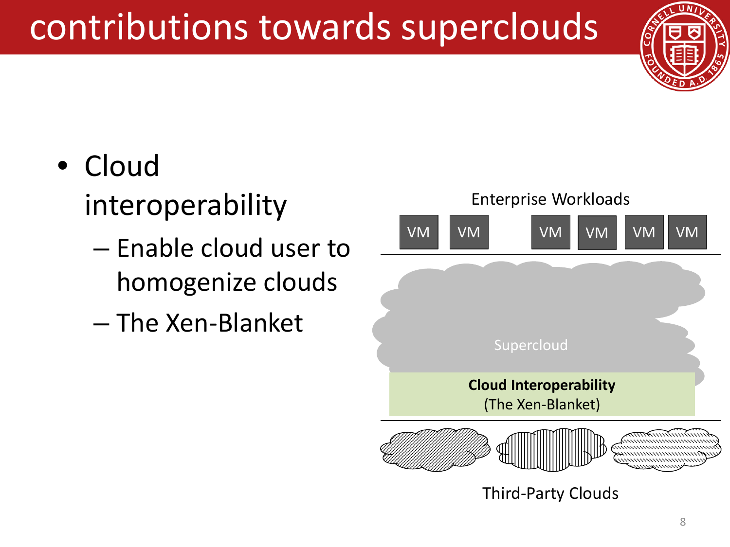# contributions towards superclouds

- Cloud interoperability
  - Enable cloud user to homogenize clouds
  - The Xen-Blanket

Enterprise Workloads

VM VM VM VM VM VM

Supercloud

**Cloud Interoperability**
(The Xen-Blanket)

Third-Party Clouds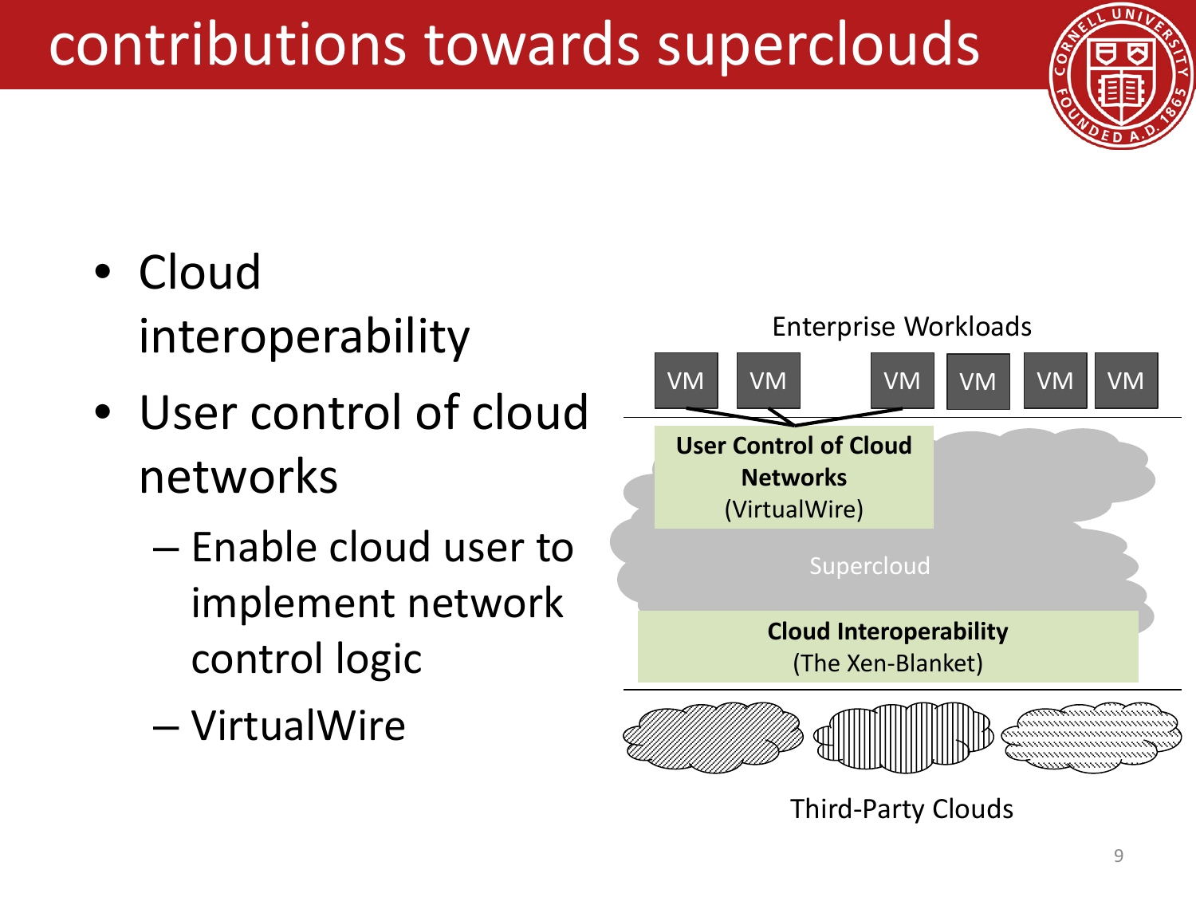# contributions towards superclouds

- Cloud interoperability
- User control of cloud networks
  - Enable cloud user to implement network control logic
  - VirtualWire

Enterprise Workloads

VM VM VM VM VM VM

**User Control of Cloud Networks**
(VirtualWire)

Supercloud

**Cloud Interoperability**
(The Xen-Blanket)

Third-Party Clouds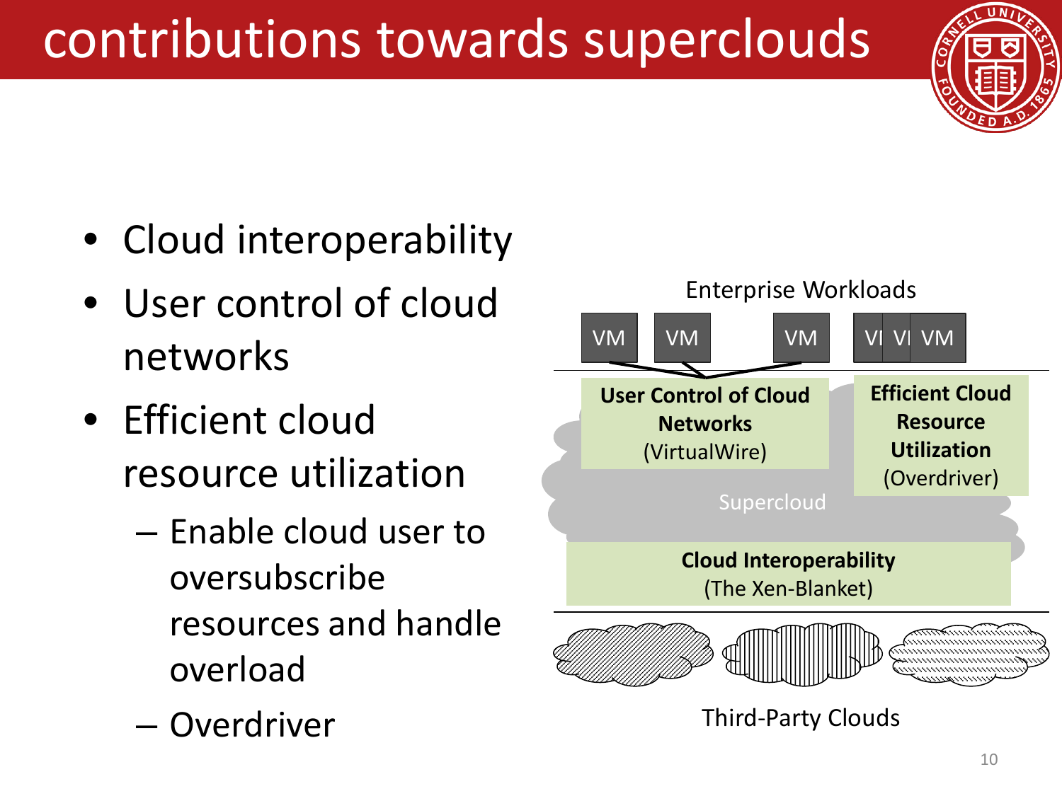# contributions towards superclouds

- Cloud interoperability
- User control of cloud networks
- Efficient cloud resource utilization
  - Enable cloud user to oversubscribe resources and handle overload
  - Overdriver

Enterprise Workloads

VM VM VM VM VM VM

**User Control of Cloud Networks** (VirtualWire)

**Efficient Cloud Resource Utilization** (Overdriver)

Supercloud

**Cloud Interoperability** (The Xen-Blanket)

Third-Party Clouds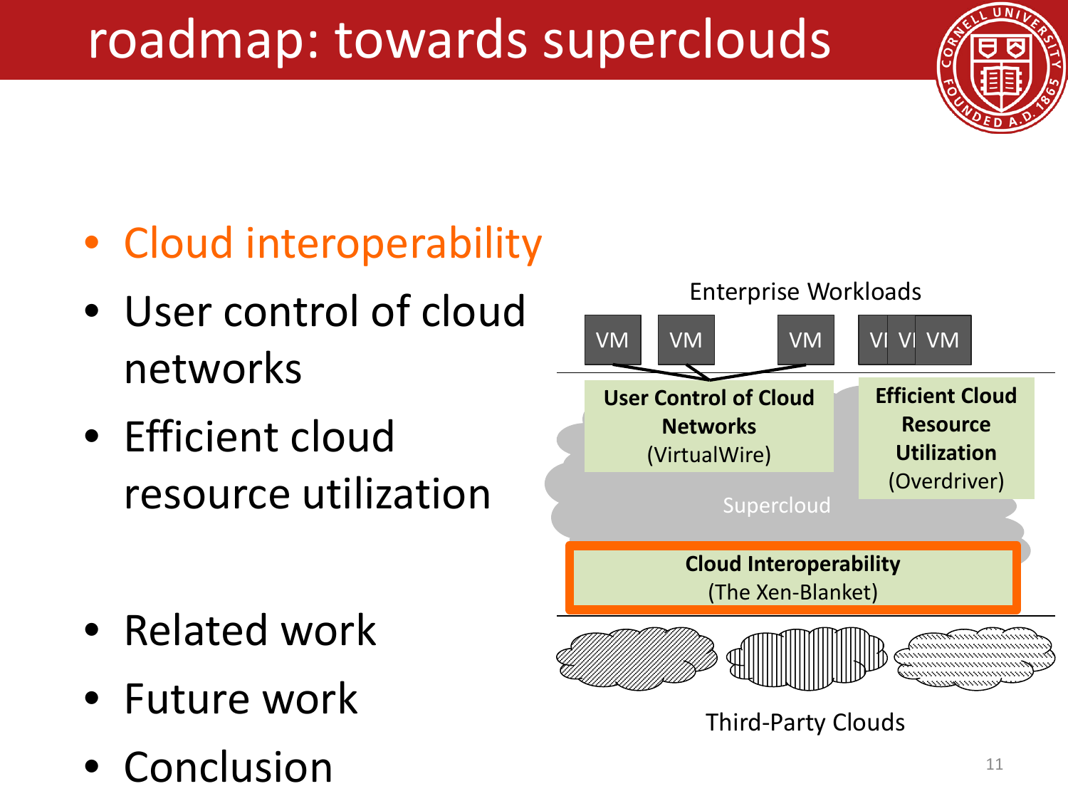# roadmap: towards superclouds

- Cloud interoperability
- User control of cloud networks
- Efficient cloud resource utilization

- Related work
- Future work
- Conclusion

Enterprise Workloads

VM VM VM VM VM VM

**User Control of Cloud Networks** (VirtualWire)

**Efficient Cloud Resource Utilization** (Overdriver)

Supercloud

**Cloud Interoperability** (The Xen-Blanket)

Third-Party Clouds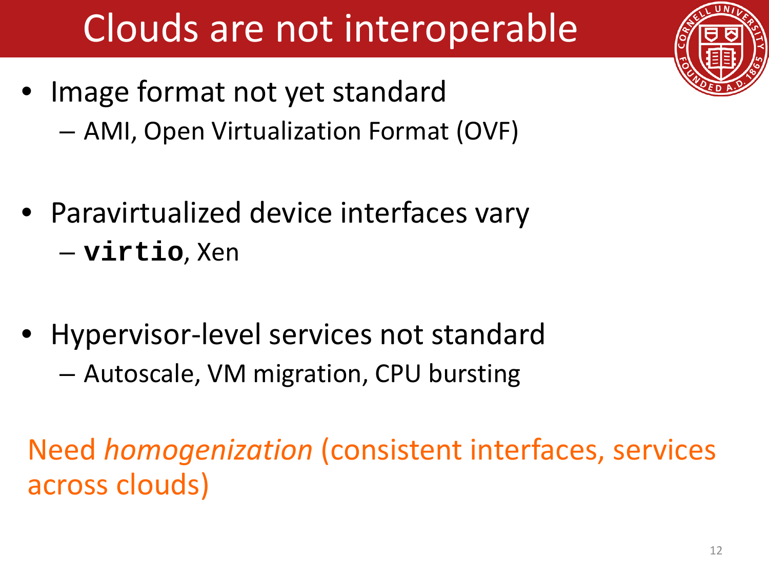# Clouds are not interoperable

- Image format not yet standard
  - AMI, Open Virtualization Format (OVF)
- Paravirtualized device interfaces vary
  - **`virtio`**, Xen
- Hypervisor-level services not standard
  - Autoscale, VM migration, CPU bursting

Need *homogenization* (consistent interfaces, services across clouds)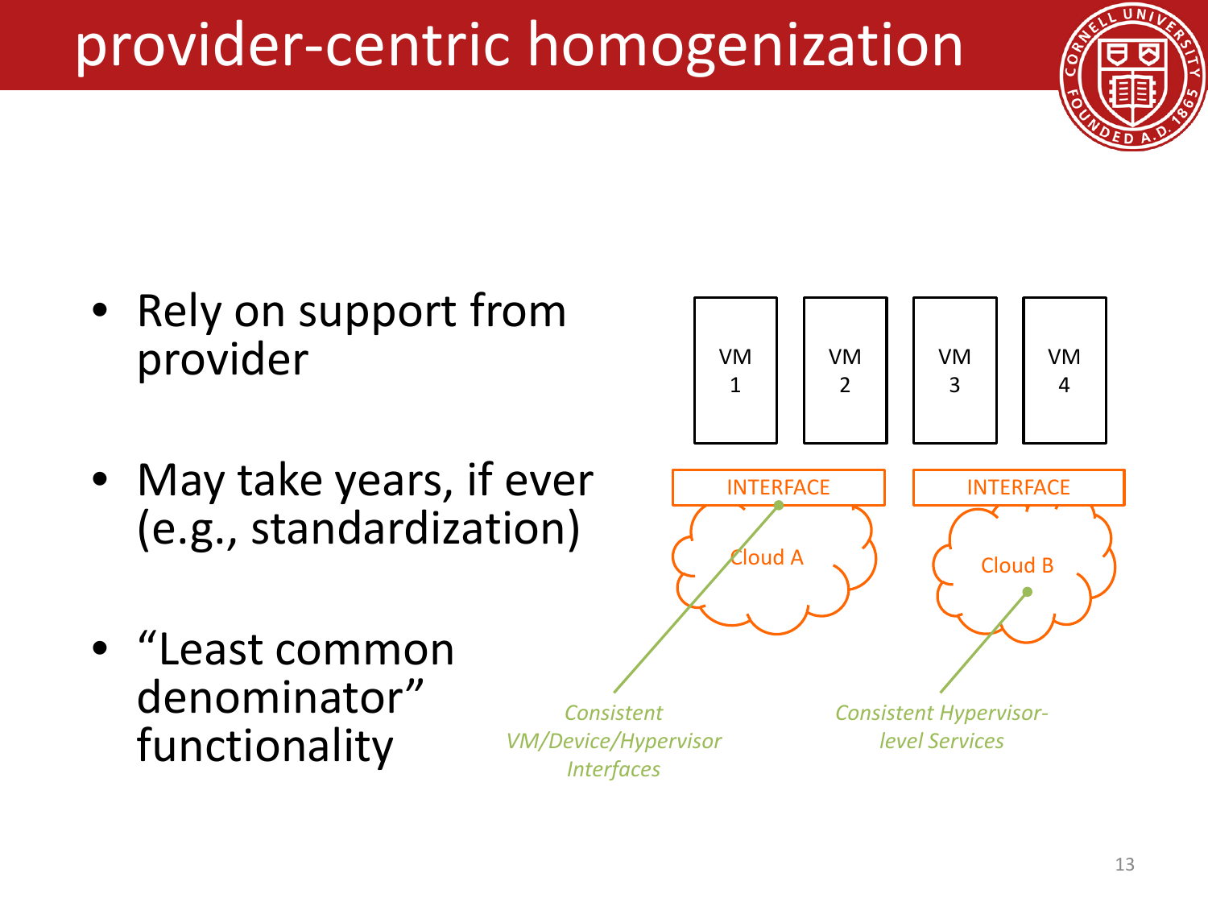# provider-centric homogenization

- Rely on support from provider
- May take years, if ever (e.g., standardization)
- "Least common denominator" functionality

VM 1 | VM 2 | VM 3 | VM 4

INTERFACE — Cloud A

INTERFACE — Cloud B

*Consistent VM/Device/Hypervisor Interfaces*

*Consistent Hypervisor-level Services*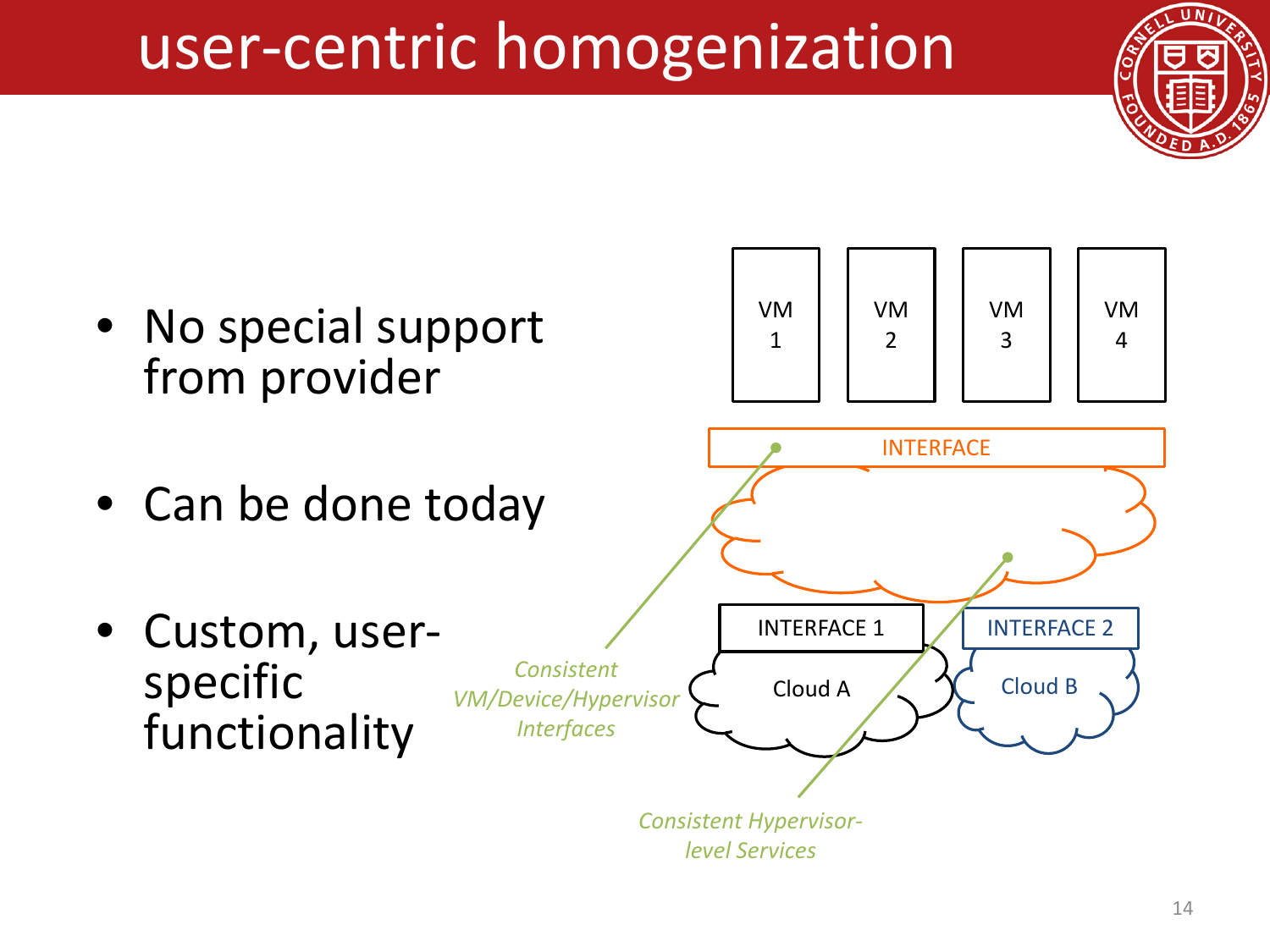# user-centric homogenization

- No special support from provider
- Can be done today
- Custom, user-specific functionality

VM 1 | VM 2 | VM 3 | VM 4

INTERFACE

INTERFACE 1 — Cloud A

INTERFACE 2 — Cloud B

*Consistent VM/Device/Hypervisor Interfaces*

*Consistent Hypervisor-level Services*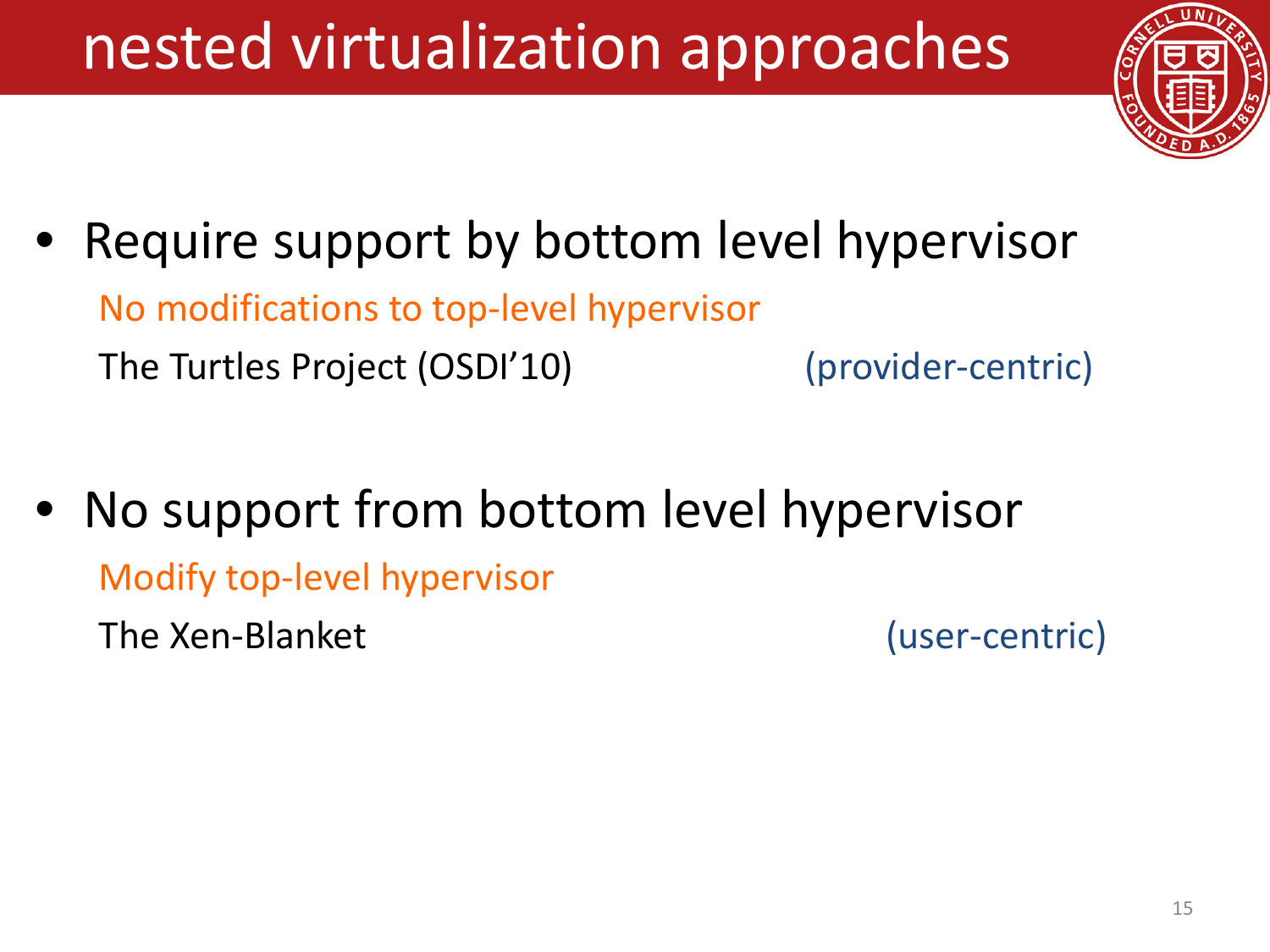# nested virtualization approaches

- Require support by bottom level hypervisor

  No modifications to top-level hypervisor

  The Turtles Project (OSDI'10) (provider-centric)

- No support from bottom level hypervisor

  Modify top-level hypervisor

  The Xen-Blanket (user-centric)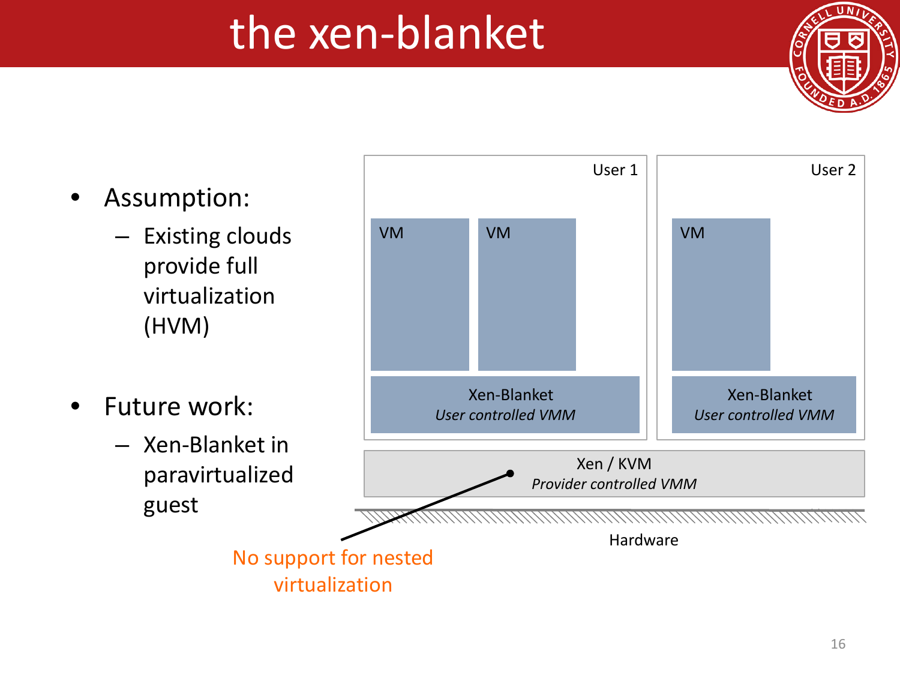# the xen-blanket

- Assumption:
  - Existing clouds provide full virtualization (HVM)
- Future work:
  - Xen-Blanket in paravirtualized guest

| User 1 | | User 2 |
| --- | --- | --- |
| VM | VM | VM |
| Xen-Blanket *User controlled VMM* | | Xen-Blanket *User controlled VMM* |

Xen / KVM
*Provider controlled VMM*

Hardware

No support for nested virtualization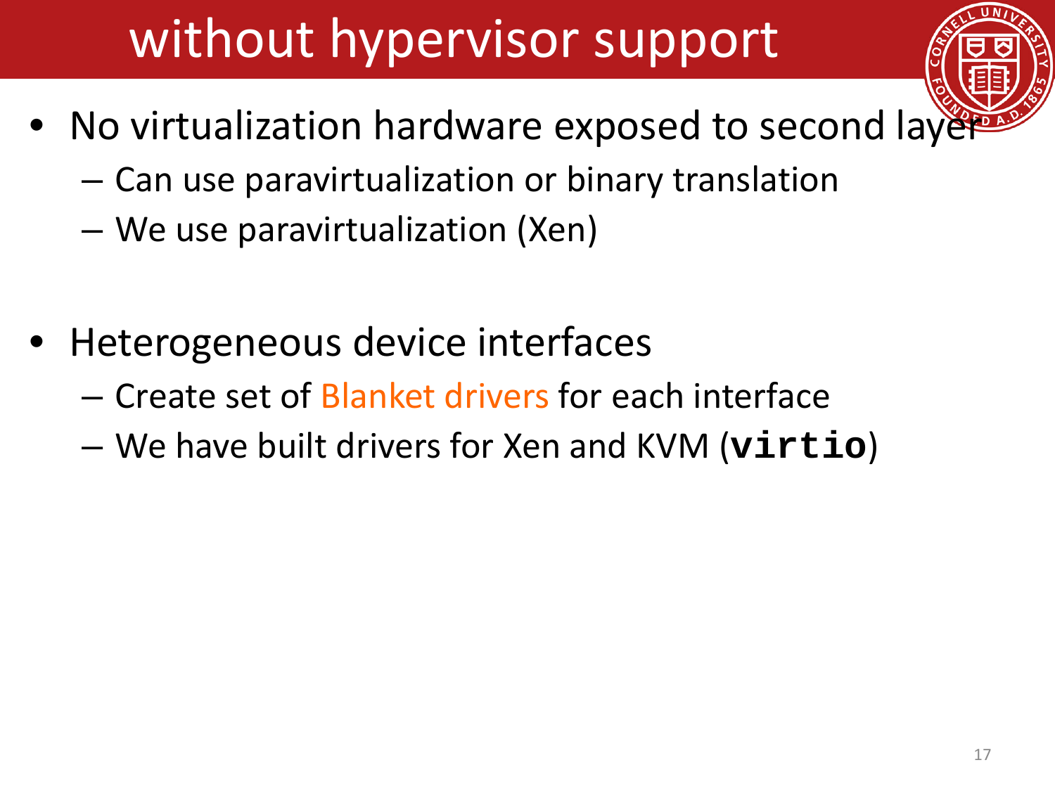# without hypervisor support

- No virtualization hardware exposed to second layer
  - Can use paravirtualization or binary translation
  - We use paravirtualization (Xen)

- Heterogeneous device interfaces
  - Create set of Blanket drivers for each interface
  - We have built drivers for Xen and KVM (`virtio`)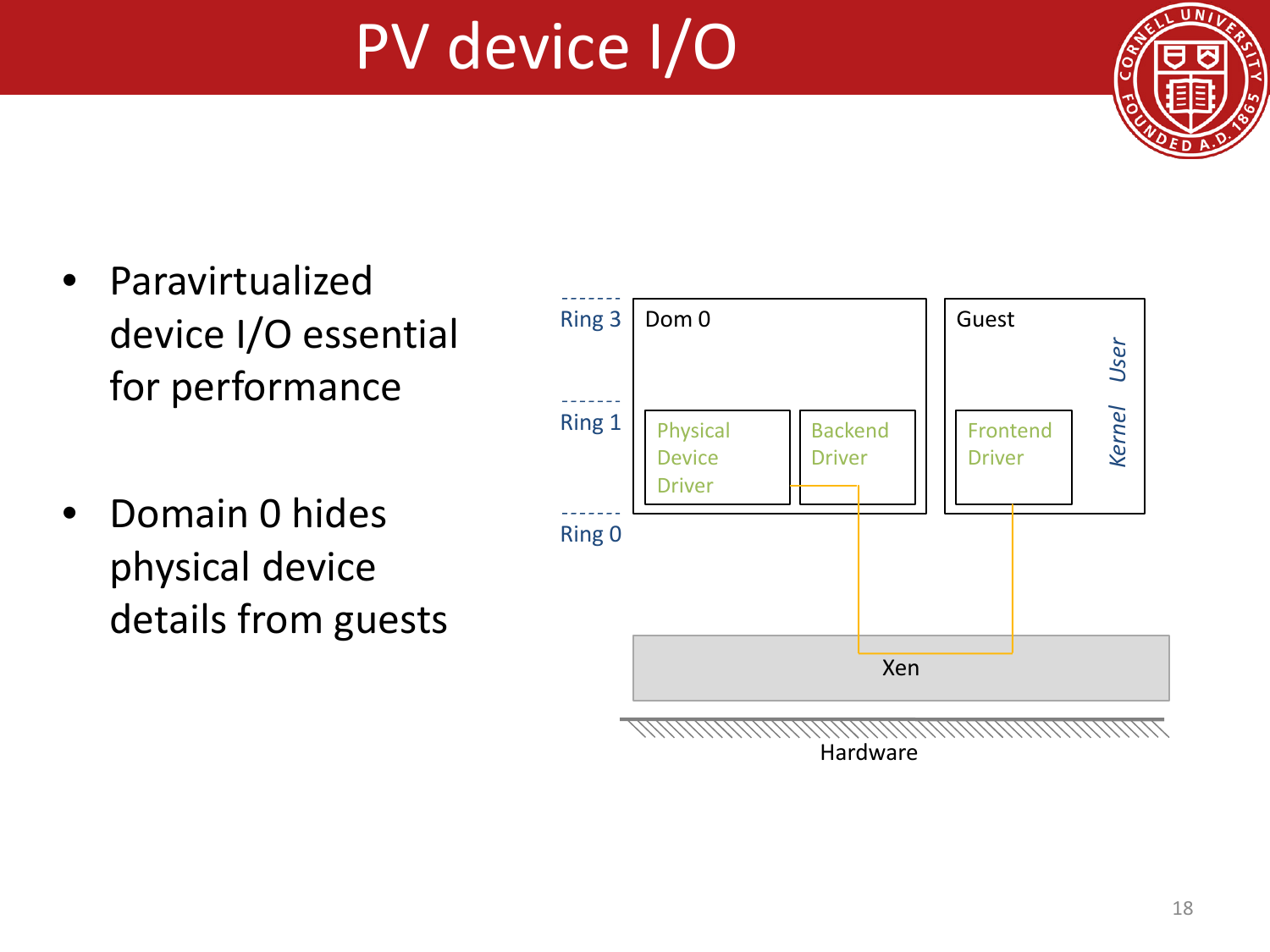# PV device I/O

- Paravirtualized device I/O essential for performance

- Domain 0 hides physical device details from guests

Ring 3

Ring 1

Ring 0

Dom 0

Physical Device Driver

Backend Driver

Guest

User

Kernel

Frontend Driver

Xen

Hardware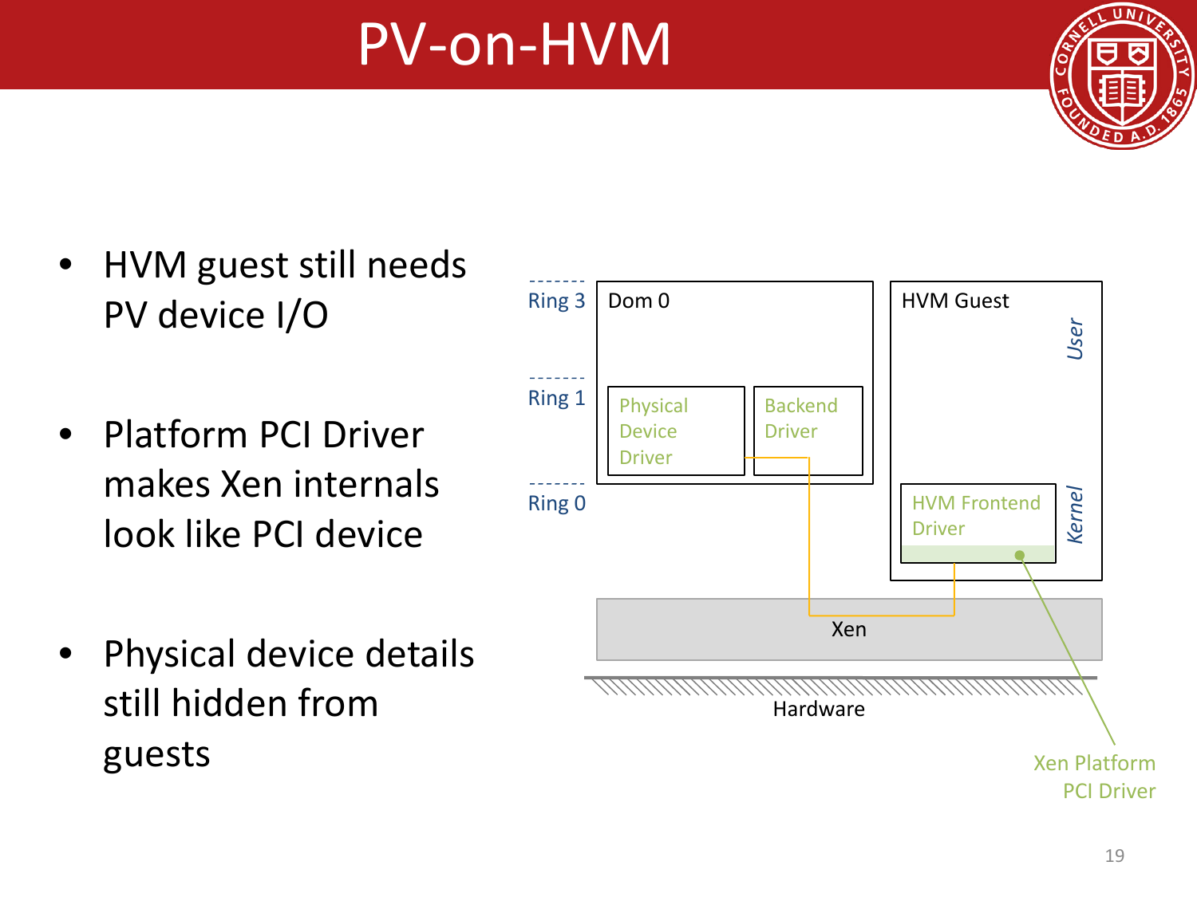# PV-on-HVM

- HVM guest still needs PV device I/O
- Platform PCI Driver makes Xen internals look like PCI device
- Physical device details still hidden from guests

Ring 3

Ring 1

Ring 0

Dom 0

Physical Device Driver

Backend Driver

HVM Guest

User

Kernel

HVM Frontend Driver

Xen

Hardware

Xen Platform PCI Driver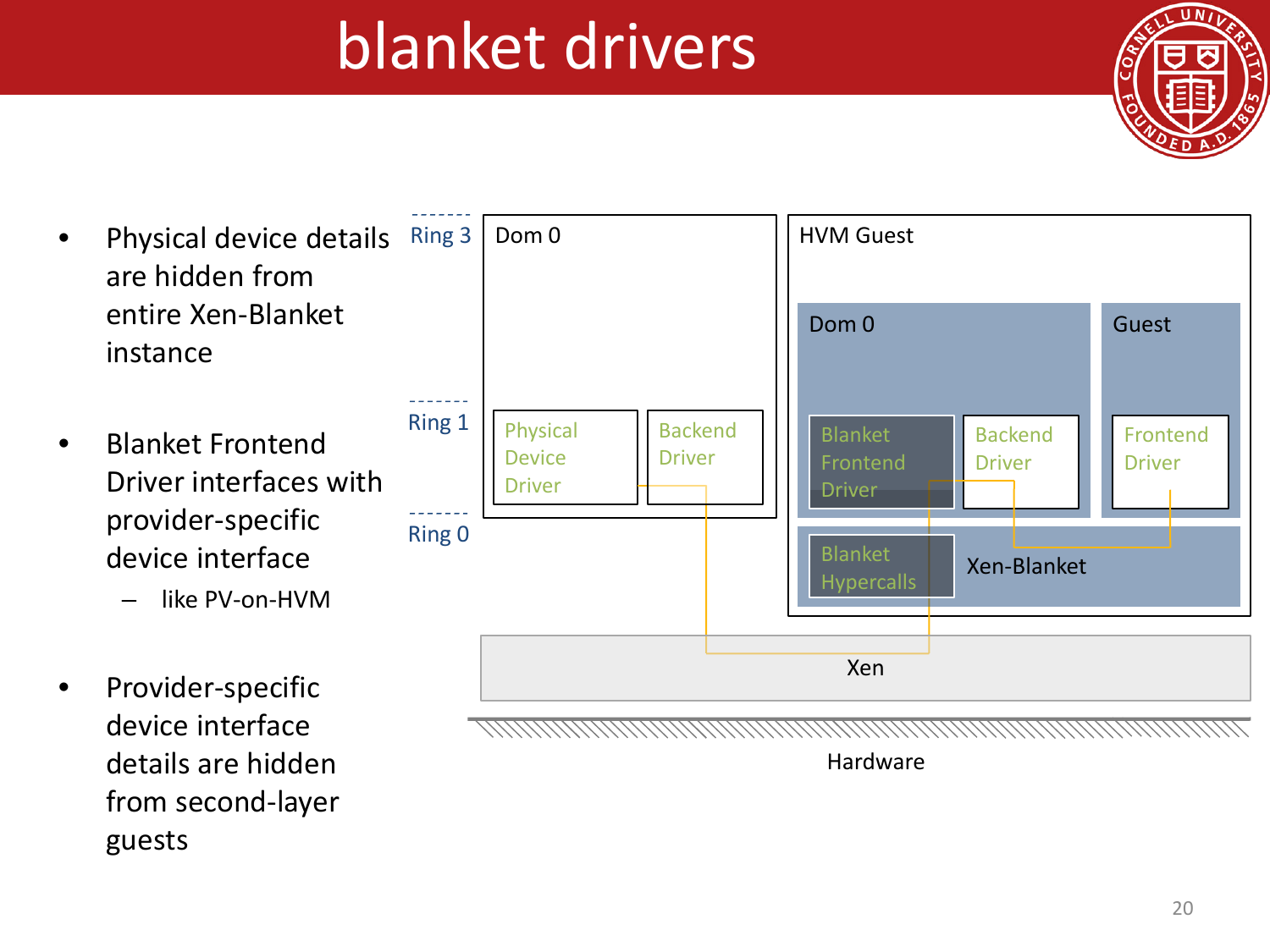# blanket drivers

- Physical device details are hidden from entire Xen-Blanket instance
- Blanket Frontend Driver interfaces with provider-specific device interface
  - like PV-on-HVM
- Provider-specific device interface details are hidden from second-layer guests

Ring 3

Ring 1

Ring 0

Dom 0

Physical Device Driver

Backend Driver

HVM Guest

Dom 0

Blanket Frontend Driver

Backend Driver

Guest

Frontend Driver

Blanket Hypercalls

Xen-Blanket

Xen

Hardware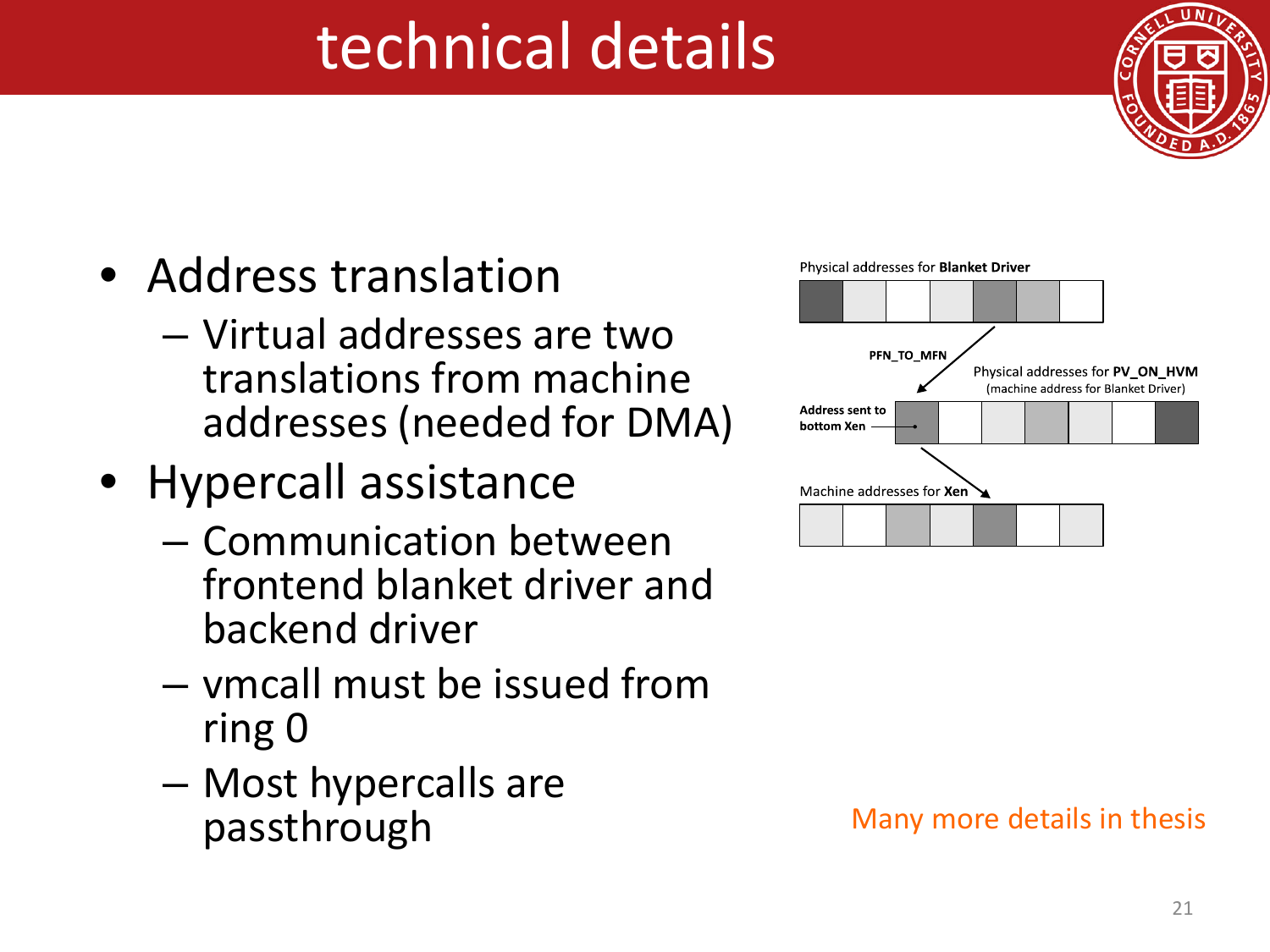# technical details

- Address translation
  - Virtual addresses are two translations from machine addresses (needed for DMA)
- Hypercall assistance
  - Communication between frontend blanket driver and backend driver
  - vmcall must be issued from ring 0
  - Most hypercalls are passthrough

Physical addresses for **Blanket Driver**

**PFN_TO_MFN**

Physical addresses for **PV_ON_HVM**
(machine address for Blanket Driver)

**Address sent to bottom Xen**

Machine addresses for **Xen**

Many more details in thesis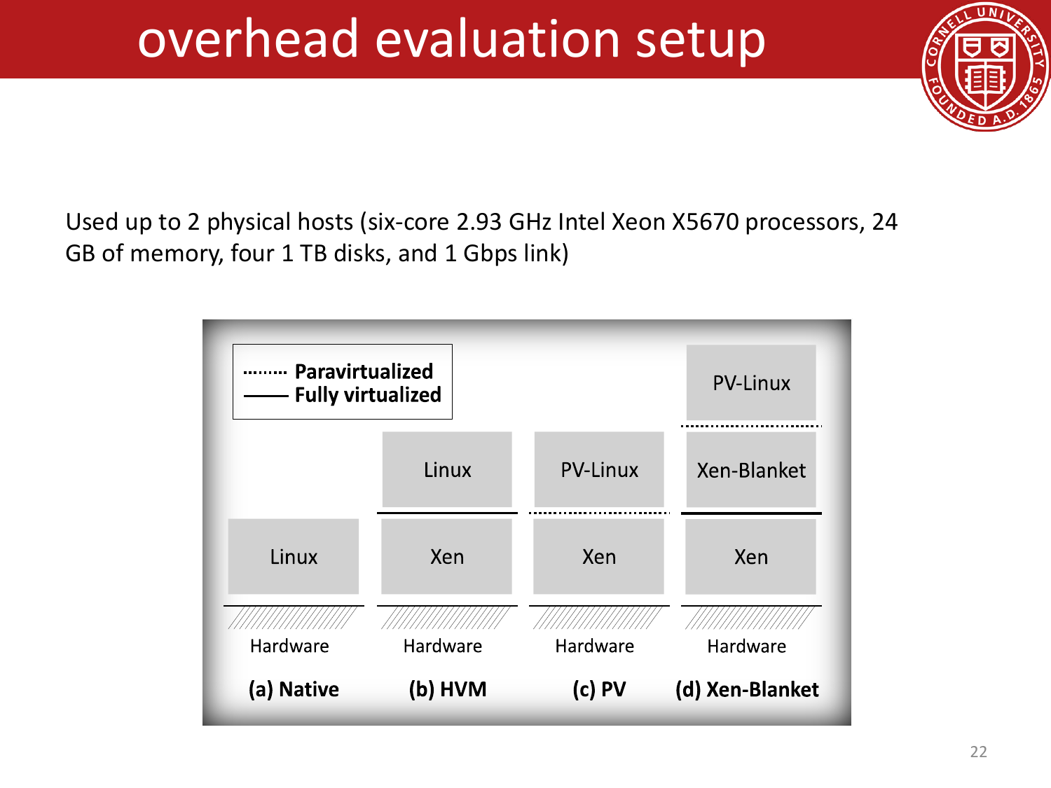# overhead evaluation setup

Used up to 2 physical hosts (six-core 2.93 GHz Intel Xeon X5670 processors, 24 GB of memory, four 1 TB disks, and 1 Gbps link)

········ **Paravirtualized**
—— **Fully virtualized**

| (a) Native | (b) HVM | (c) PV | (d) Xen-Blanket |
|---|---|---|---|
| | | | PV-Linux |
| | Linux | PV-Linux | Xen-Blanket |
| Linux | Xen | Xen | Xen |
| Hardware | Hardware | Hardware | Hardware |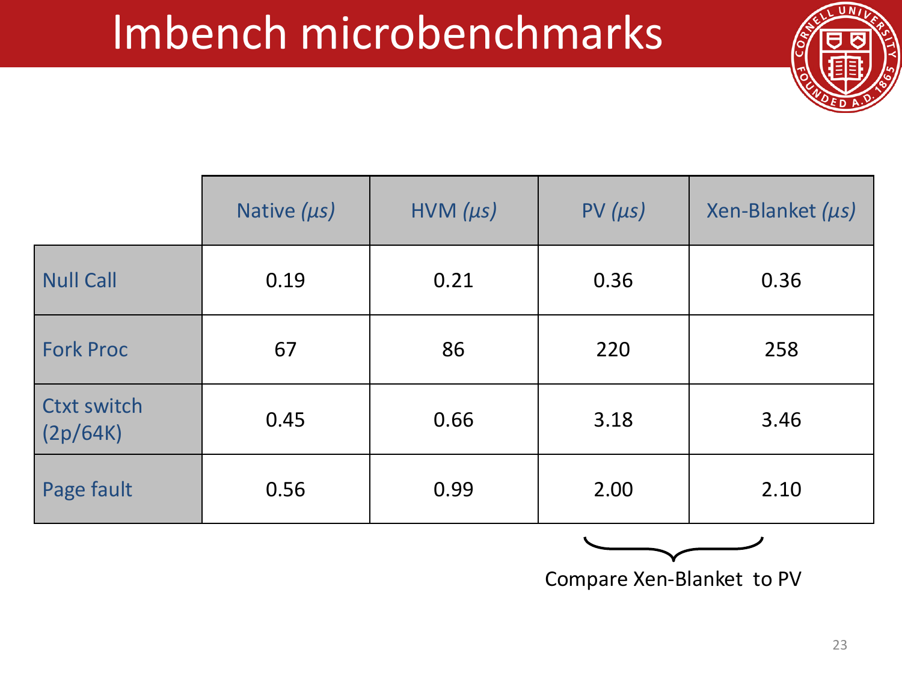# lmbench microbenchmarks

| | Native *(μs)* | HVM *(μs)* | PV *(μs)* | Xen-Blanket *(μs)* |
|---|---|---|---|---|
| Null Call | 0.19 | 0.21 | 0.36 | 0.36 |
| Fork Proc | 67 | 86 | 220 | 258 |
| Ctxt switch (2p/64K) | 0.45 | 0.66 | 3.18 | 3.46 |
| Page fault | 0.56 | 0.99 | 2.00 | 2.10 |

Compare Xen-Blanket to PV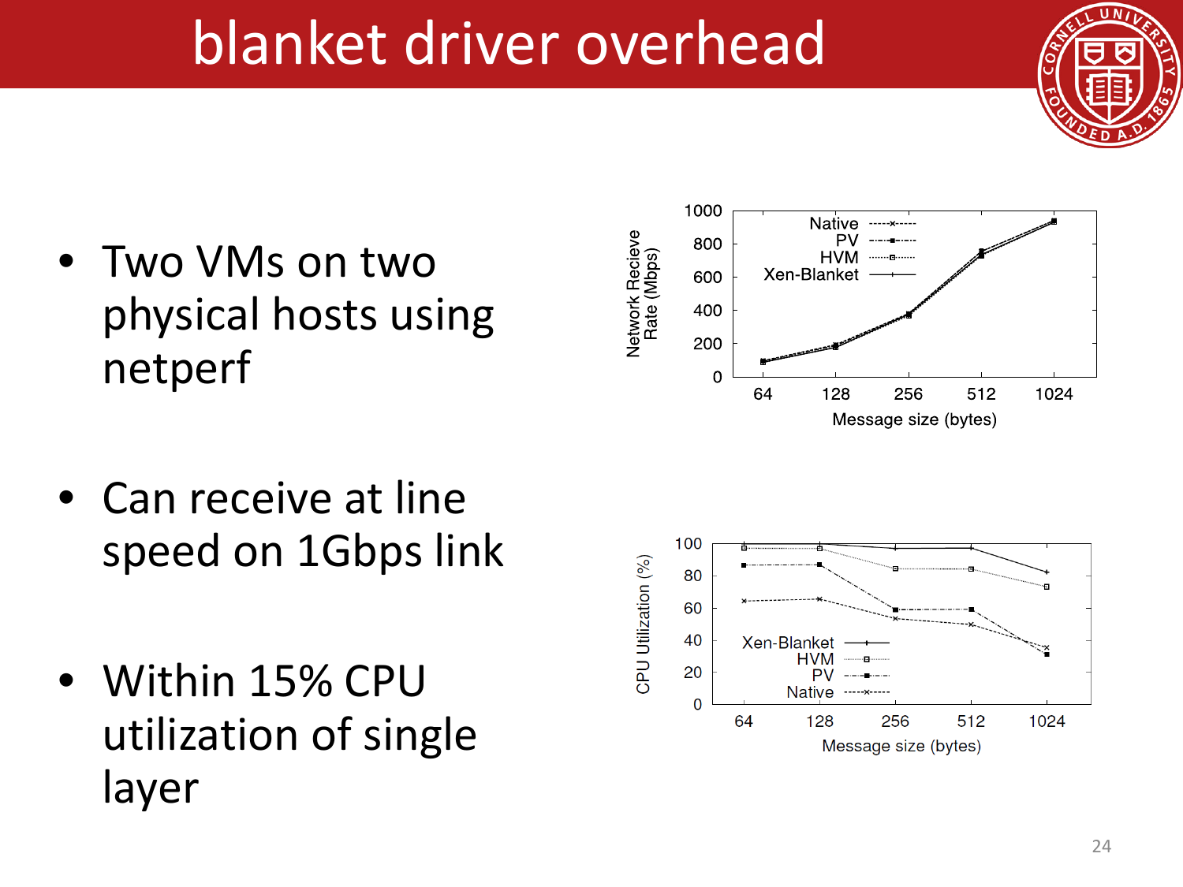# blanket driver overhead

- Two VMs on two physical hosts using netperf

- Can receive at line speed on 1Gbps link

- Within 15% CPU utilization of single layer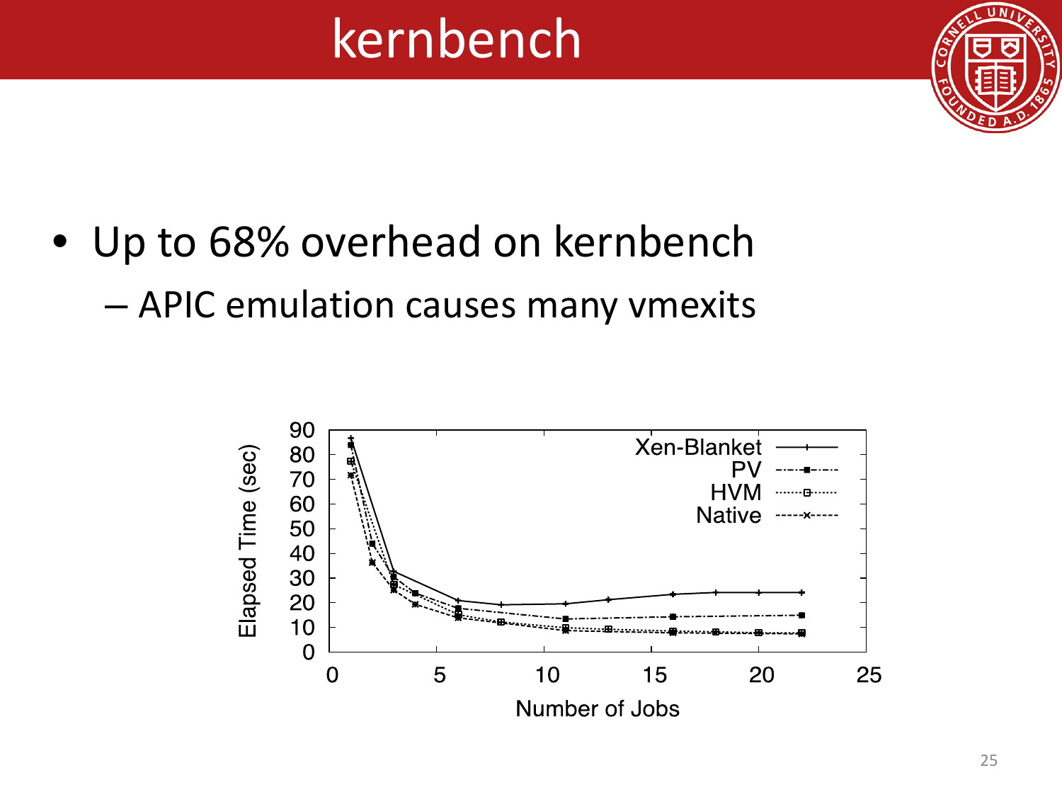# kernbench

- Up to 68% overhead on kernbench
  - APIC emulation causes many vmexits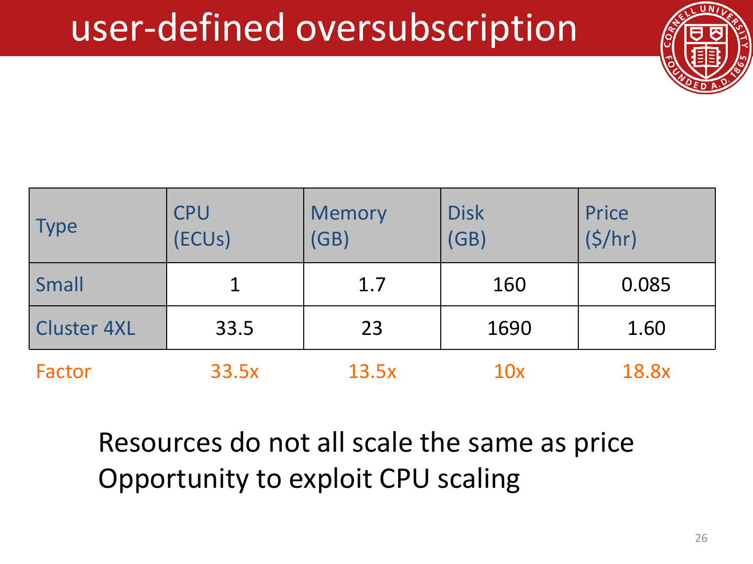# user-defined oversubscription

| Type | CPU (ECUs) | Memory (GB) | Disk (GB) | Price ($/hr) |
|---|---|---|---|---|
| Small | 1 | 1.7 | 160 | 0.085 |
| Cluster 4XL | 33.5 | 23 | 1690 | 1.60 |
| Factor | 33.5x | 13.5x | 10x | 18.8x |

Resources do not all scale the same as price

Opportunity to exploit CPU scaling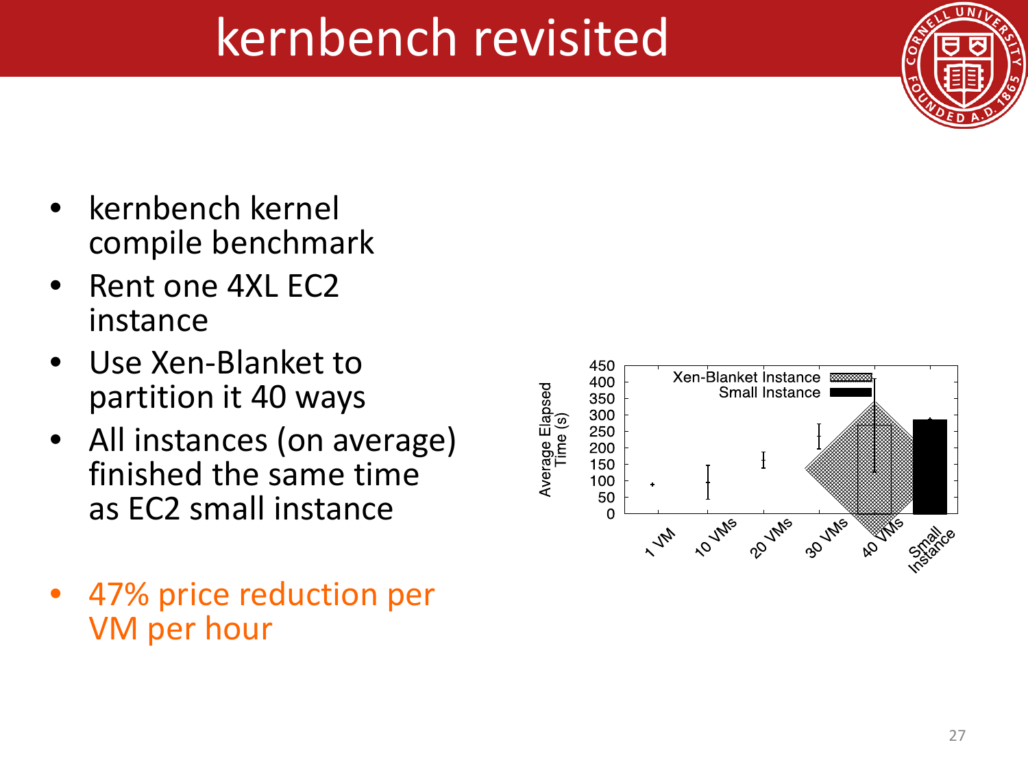# kernbench revisited

- kernbench kernel compile benchmark
- Rent one 4XL EC2 instance
- Use Xen-Blanket to partition it 40 ways
- All instances (on average) finished the same time as EC2 small instance

- 47% price reduction per VM per hour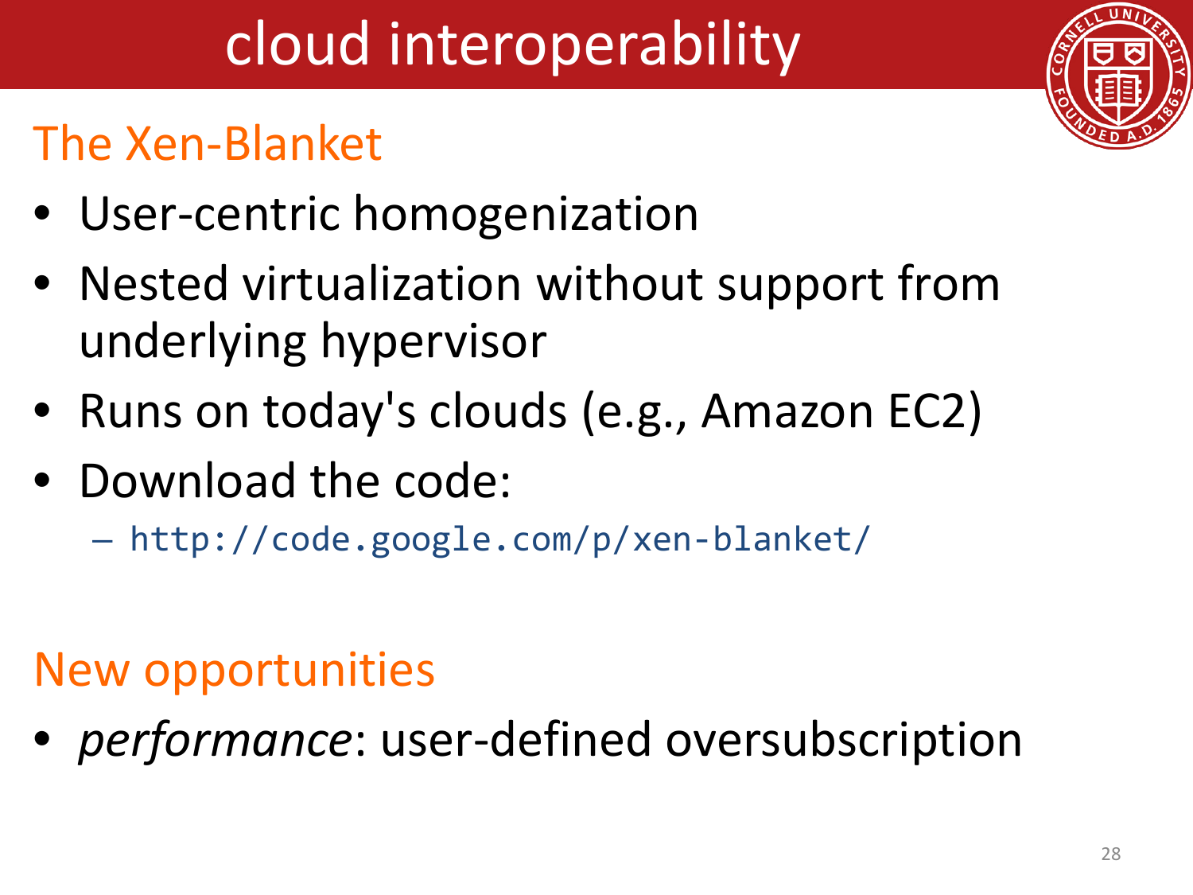# cloud interoperability

## The Xen-Blanket

- User-centric homogenization
- Nested virtualization without support from underlying hypervisor
- Runs on today's clouds (e.g., Amazon EC2)
- Download the code:
  - http://code.google.com/p/xen-blanket/

## New opportunities

- *performance*: user-defined oversubscription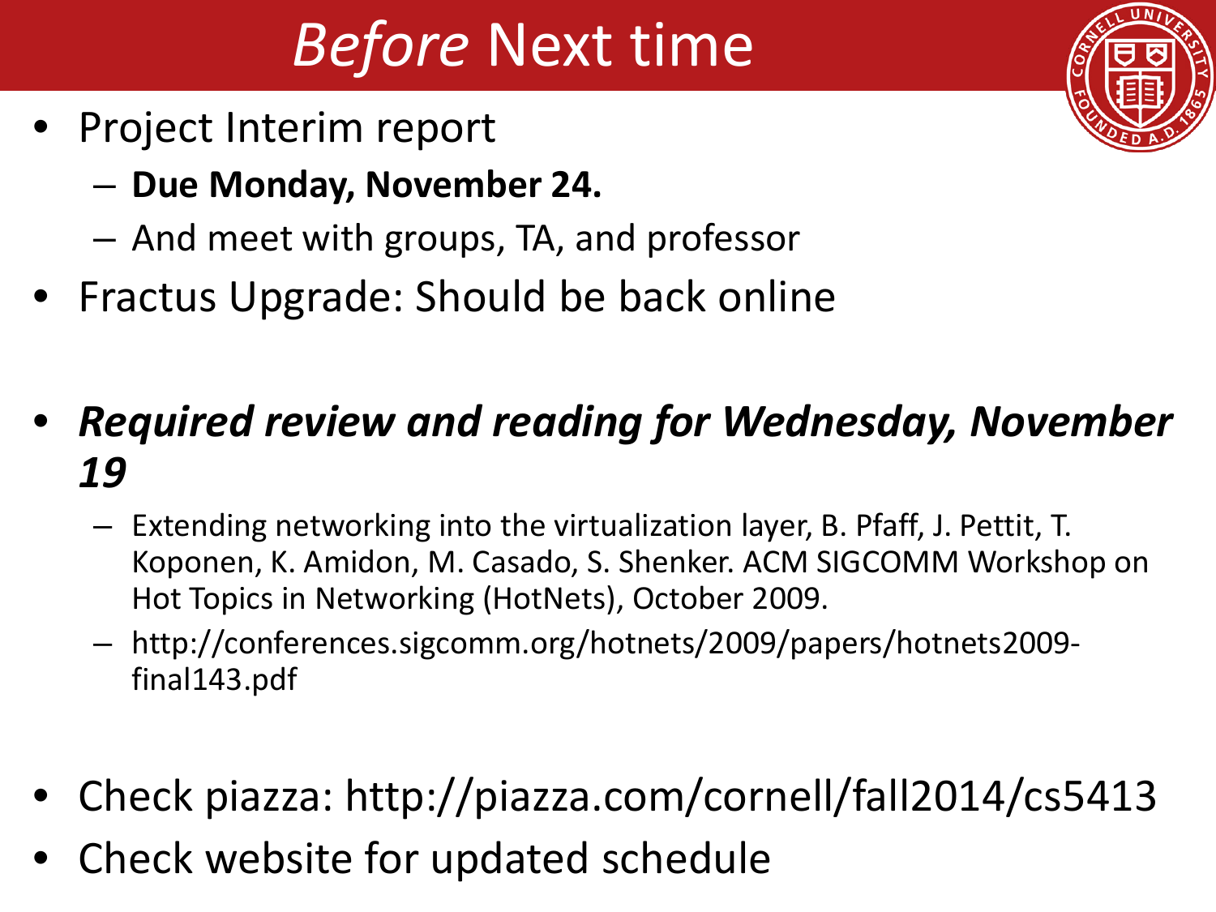# *Before* Next time

- Project Interim report
  - **Due Monday, November 24.**
  - And meet with groups, TA, and professor
- Fractus Upgrade: Should be back online

- ***Required review and reading for Wednesday, November 19***
  - Extending networking into the virtualization layer, B. Pfaff, J. Pettit, T. Koponen, K. Amidon, M. Casado, S. Shenker. ACM SIGCOMM Workshop on Hot Topics in Networking (HotNets), October 2009.
  - http://conferences.sigcomm.org/hotnets/2009/papers/hotnets2009-final143.pdf

- Check piazza: http://piazza.com/cornell/fall2014/cs5413
- Check website for updated schedule